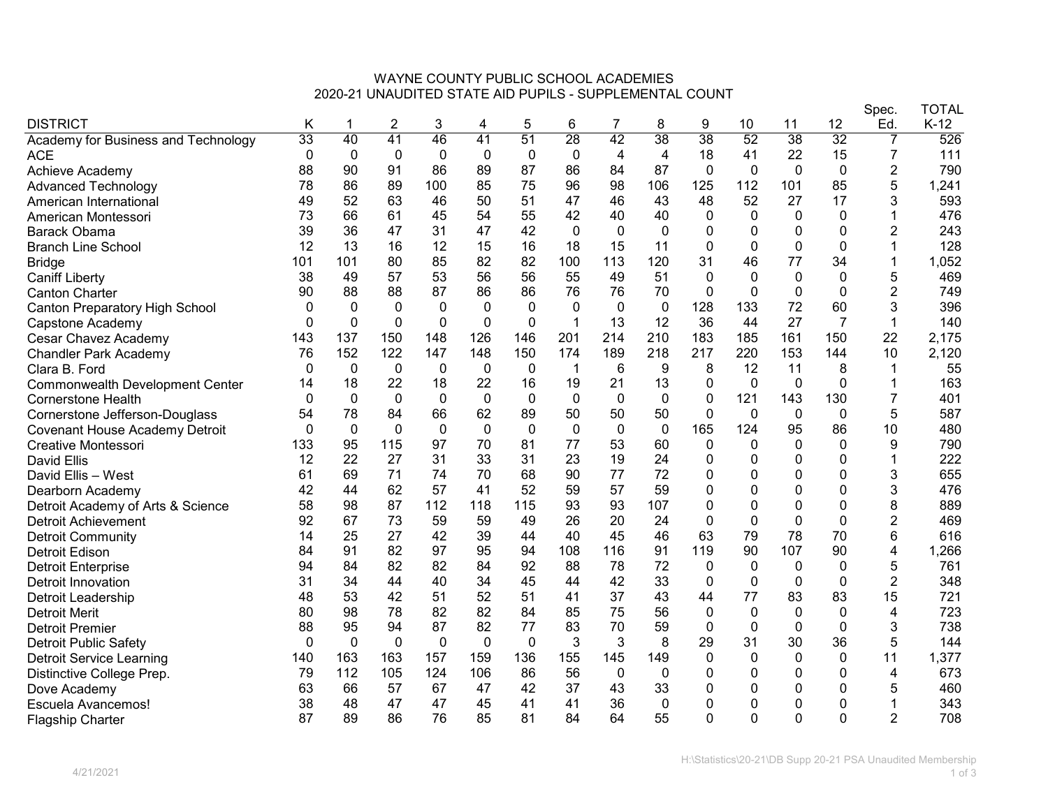# WAYNE COUNTY PUBLIC SCHOOL ACADEMIES

## 2020-21 UNAUDITED STATE AID PUPILS - SUPPLEMENTAL COUNT

| DISTRICT | K | 1 | 2 | 3 | 4 | 5 | 6 | 7 | 8 | 9 | 10 | 11 | 12 | Spec. Ed. | TOTAL K-12 |
|---|---|---|---|---|---|---|---|---|---|---|---|---|---|---|---|
| Academy for Business and Technology | 33 | 40 | 41 | 46 | 41 | 51 | 28 | 42 | 38 | 38 | 52 | 38 | 32 | 7 | 526 |
| ACE | 0 | 0 | 0 | 0 | 0 | 0 | 0 | 4 | 4 | 18 | 41 | 22 | 15 | 7 | 111 |
| Achieve Academy | 88 | 90 | 91 | 86 | 89 | 87 | 86 | 84 | 87 | 0 | 0 | 0 | 0 | 2 | 790 |
| Advanced Technology | 78 | 86 | 89 | 100 | 85 | 75 | 96 | 98 | 106 | 125 | 112 | 101 | 85 | 5 | 1,241 |
| American International | 49 | 52 | 63 | 46 | 50 | 51 | 47 | 46 | 43 | 48 | 52 | 27 | 17 | 3 | 593 |
| American Montessori | 73 | 66 | 61 | 45 | 54 | 55 | 42 | 40 | 40 | 0 | 0 | 0 | 0 | 1 | 476 |
| Barack Obama | 39 | 36 | 47 | 31 | 47 | 42 | 0 | 0 | 0 | 0 | 0 | 0 | 0 | 2 | 243 |
| Branch Line School | 12 | 13 | 16 | 12 | 15 | 16 | 18 | 15 | 11 | 0 | 0 | 0 | 0 | 1 | 128 |
| Bridge | 101 | 101 | 80 | 85 | 82 | 82 | 100 | 113 | 120 | 31 | 46 | 77 | 34 | 1 | 1,052 |
| Caniff Liberty | 38 | 49 | 57 | 53 | 56 | 56 | 55 | 49 | 51 | 0 | 0 | 0 | 0 | 5 | 469 |
| Canton Charter | 90 | 88 | 88 | 87 | 86 | 86 | 76 | 76 | 70 | 0 | 0 | 0 | 0 | 2 | 749 |
| Canton Preparatory High School | 0 | 0 | 0 | 0 | 0 | 0 | 0 | 0 | 0 | 128 | 133 | 72 | 60 | 3 | 396 |
| Capstone Academy | 0 | 0 | 0 | 0 | 0 | 0 | 1 | 13 | 12 | 36 | 44 | 27 | 7 | 1 | 140 |
| Cesar Chavez Academy | 143 | 137 | 150 | 148 | 126 | 146 | 201 | 214 | 210 | 183 | 185 | 161 | 150 | 22 | 2,175 |
| Chandler Park Academy | 76 | 152 | 122 | 147 | 148 | 150 | 174 | 189 | 218 | 217 | 220 | 153 | 144 | 10 | 2,120 |
| Clara B. Ford | 0 | 0 | 0 | 0 | 0 | 0 | 1 | 6 | 9 | 8 | 12 | 11 | 8 | 1 | 55 |
| Commonwealth Development Center | 14 | 18 | 22 | 18 | 22 | 16 | 19 | 21 | 13 | 0 | 0 | 0 | 0 | 1 | 163 |
| Cornerstone Health | 0 | 0 | 0 | 0 | 0 | 0 | 0 | 0 | 0 | 0 | 121 | 143 | 130 | 7 | 401 |
| Cornerstone Jefferson-Douglass | 54 | 78 | 84 | 66 | 62 | 89 | 50 | 50 | 50 | 0 | 0 | 0 | 0 | 5 | 587 |
| Covenant House Academy Detroit | 0 | 0 | 0 | 0 | 0 | 0 | 0 | 0 | 0 | 165 | 124 | 95 | 86 | 10 | 480 |
| Creative Montessori | 133 | 95 | 115 | 97 | 70 | 81 | 77 | 53 | 60 | 0 | 0 | 0 | 0 | 9 | 790 |
| David Ellis | 12 | 22 | 27 | 31 | 33 | 31 | 23 | 19 | 24 | 0 | 0 | 0 | 0 | 1 | 222 |
| David Ellis – West | 61 | 69 | 71 | 74 | 70 | 68 | 90 | 77 | 72 | 0 | 0 | 0 | 0 | 3 | 655 |
| Dearborn Academy | 42 | 44 | 62 | 57 | 41 | 52 | 59 | 57 | 59 | 0 | 0 | 0 | 0 | 3 | 476 |
| Detroit Academy of Arts & Science | 58 | 98 | 87 | 112 | 118 | 115 | 93 | 93 | 107 | 0 | 0 | 0 | 0 | 8 | 889 |
| Detroit Achievement | 92 | 67 | 73 | 59 | 59 | 49 | 26 | 20 | 24 | 0 | 0 | 0 | 0 | 2 | 469 |
| Detroit Community | 14 | 25 | 27 | 42 | 39 | 44 | 40 | 45 | 46 | 63 | 79 | 78 | 70 | 6 | 616 |
| Detroit Edison | 84 | 91 | 82 | 97 | 95 | 94 | 108 | 116 | 91 | 119 | 90 | 107 | 90 | 4 | 1,266 |
| Detroit Enterprise | 94 | 84 | 82 | 82 | 84 | 92 | 88 | 78 | 72 | 0 | 0 | 0 | 0 | 5 | 761 |
| Detroit Innovation | 31 | 34 | 44 | 40 | 34 | 45 | 44 | 42 | 33 | 0 | 0 | 0 | 0 | 2 | 348 |
| Detroit Leadership | 48 | 53 | 42 | 51 | 52 | 51 | 41 | 37 | 43 | 44 | 77 | 83 | 83 | 15 | 721 |
| Detroit Merit | 80 | 98 | 78 | 82 | 82 | 84 | 85 | 75 | 56 | 0 | 0 | 0 | 0 | 4 | 723 |
| Detroit Premier | 88 | 95 | 94 | 87 | 82 | 77 | 83 | 70 | 59 | 0 | 0 | 0 | 0 | 3 | 738 |
| Detroit Public Safety | 0 | 0 | 0 | 0 | 0 | 0 | 3 | 3 | 8 | 29 | 31 | 30 | 36 | 5 | 144 |
| Detroit Service Learning | 140 | 163 | 163 | 157 | 159 | 136 | 155 | 145 | 149 | 0 | 0 | 0 | 0 | 11 | 1,377 |
| Distinctive College Prep. | 79 | 112 | 105 | 124 | 106 | 86 | 56 | 0 | 0 | 0 | 0 | 0 | 0 | 4 | 673 |
| Dove Academy | 63 | 66 | 57 | 67 | 47 | 42 | 37 | 43 | 33 | 0 | 0 | 0 | 0 | 5 | 460 |
| Escuela Avancemos! | 38 | 48 | 47 | 47 | 45 | 41 | 41 | 36 | 0 | 0 | 0 | 0 | 0 | 1 | 343 |
| Flagship Charter | 87 | 89 | 86 | 76 | 85 | 81 | 84 | 64 | 55 | 0 | 0 | 0 | 0 | 2 | 708 |

4/21/2021

H:\Statistics\20-21\DB Supp 20-21 PSA Unaudited Membership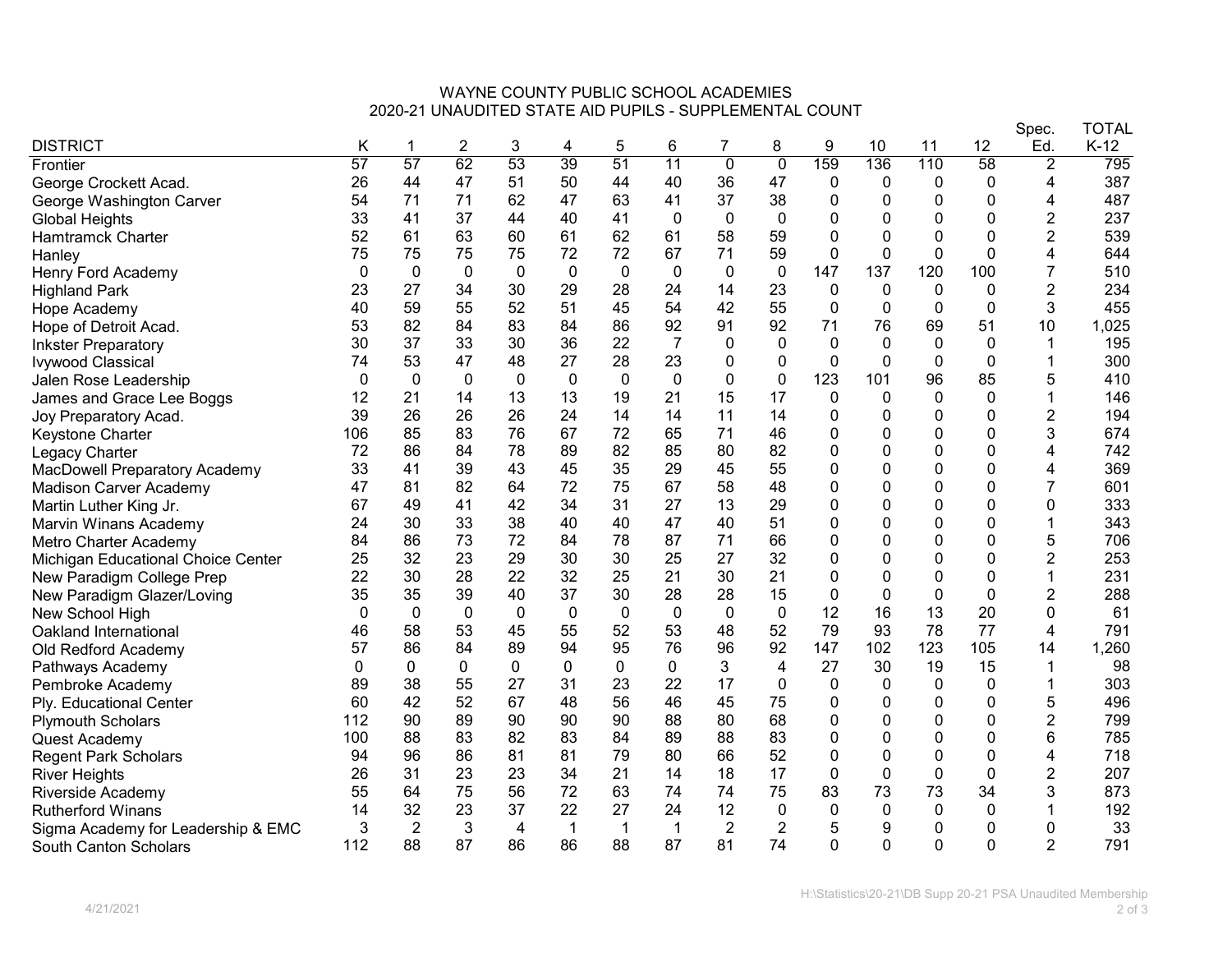# WAYNE COUNTY PUBLIC SCHOOL ACADEMIES

## 2020-21 UNAUDITED STATE AID PUPILS - SUPPLEMENTAL COUNT

| DISTRICT | K | 1 | 2 | 3 | 4 | 5 | 6 | 7 | 8 | 9 | 10 | 11 | 12 | Spec. Ed. | TOTAL K-12 |
|---|---|---|---|---|---|---|---|---|---|---|---|---|---|---|---|
| Frontier | 57 | 57 | 62 | 53 | 39 | 51 | 11 | 0 | 0 | 159 | 136 | 110 | 58 | 2 | 795 |
| George Crockett Acad. | 26 | 44 | 47 | 51 | 50 | 44 | 40 | 36 | 47 | 0 | 0 | 0 | 0 | 4 | 387 |
| George Washington Carver | 54 | 71 | 71 | 62 | 47 | 63 | 41 | 37 | 38 | 0 | 0 | 0 | 0 | 4 | 487 |
| Global Heights | 33 | 41 | 37 | 44 | 40 | 41 | 0 | 0 | 0 | 0 | 0 | 0 | 0 | 2 | 237 |
| Hamtramck Charter | 52 | 61 | 63 | 60 | 61 | 62 | 61 | 58 | 59 | 0 | 0 | 0 | 0 | 2 | 539 |
| Hanley | 75 | 75 | 75 | 75 | 72 | 72 | 67 | 71 | 59 | 0 | 0 | 0 | 0 | 4 | 644 |
| Henry Ford Academy | 0 | 0 | 0 | 0 | 0 | 0 | 0 | 0 | 0 | 147 | 137 | 120 | 100 | 7 | 510 |
| Highland Park | 23 | 27 | 34 | 30 | 29 | 28 | 24 | 14 | 23 | 0 | 0 | 0 | 0 | 2 | 234 |
| Hope Academy | 40 | 59 | 55 | 52 | 51 | 45 | 54 | 42 | 55 | 0 | 0 | 0 | 0 | 3 | 455 |
| Hope of Detroit Acad. | 53 | 82 | 84 | 83 | 84 | 86 | 92 | 91 | 92 | 71 | 76 | 69 | 51 | 10 | 1,025 |
| Inkster Preparatory | 30 | 37 | 33 | 30 | 36 | 22 | 7 | 0 | 0 | 0 | 0 | 0 | 0 | 1 | 195 |
| Ivywood Classical | 74 | 53 | 47 | 48 | 27 | 28 | 23 | 0 | 0 | 0 | 0 | 0 | 0 | 1 | 300 |
| Jalen Rose Leadership | 0 | 0 | 0 | 0 | 0 | 0 | 0 | 0 | 0 | 123 | 101 | 96 | 85 | 5 | 410 |
| James and Grace Lee Boggs | 12 | 21 | 14 | 13 | 13 | 19 | 21 | 15 | 17 | 0 | 0 | 0 | 0 | 1 | 146 |
| Joy Preparatory Acad. | 39 | 26 | 26 | 26 | 24 | 14 | 14 | 11 | 14 | 0 | 0 | 0 | 0 | 2 | 194 |
| Keystone Charter | 106 | 85 | 83 | 76 | 67 | 72 | 65 | 71 | 46 | 0 | 0 | 0 | 0 | 3 | 674 |
| Legacy Charter | 72 | 86 | 84 | 78 | 89 | 82 | 85 | 80 | 82 | 0 | 0 | 0 | 0 | 4 | 742 |
| MacDowell Preparatory Academy | 33 | 41 | 39 | 43 | 45 | 35 | 29 | 45 | 55 | 0 | 0 | 0 | 0 | 4 | 369 |
| Madison Carver Academy | 47 | 81 | 82 | 64 | 72 | 75 | 67 | 58 | 48 | 0 | 0 | 0 | 0 | 7 | 601 |
| Martin Luther King Jr. | 67 | 49 | 41 | 42 | 34 | 31 | 27 | 13 | 29 | 0 | 0 | 0 | 0 | 0 | 333 |
| Marvin Winans Academy | 24 | 30 | 33 | 38 | 40 | 40 | 47 | 40 | 51 | 0 | 0 | 0 | 0 | 1 | 343 |
| Metro Charter Academy | 84 | 86 | 73 | 72 | 84 | 78 | 87 | 71 | 66 | 0 | 0 | 0 | 0 | 5 | 706 |
| Michigan Educational Choice Center | 25 | 32 | 23 | 29 | 30 | 30 | 25 | 27 | 32 | 0 | 0 | 0 | 0 | 2 | 253 |
| New Paradigm College Prep | 22 | 30 | 28 | 22 | 32 | 25 | 21 | 30 | 21 | 0 | 0 | 0 | 0 | 1 | 231 |
| New Paradigm Glazer/Loving | 35 | 35 | 39 | 40 | 37 | 30 | 28 | 28 | 15 | 0 | 0 | 0 | 0 | 2 | 288 |
| New School High | 0 | 0 | 0 | 0 | 0 | 0 | 0 | 0 | 0 | 12 | 16 | 13 | 20 | 0 | 61 |
| Oakland International | 46 | 58 | 53 | 45 | 55 | 52 | 53 | 48 | 52 | 79 | 93 | 78 | 77 | 4 | 791 |
| Old Redford Academy | 57 | 86 | 84 | 89 | 94 | 95 | 76 | 96 | 92 | 147 | 102 | 123 | 105 | 14 | 1,260 |
| Pathways Academy | 0 | 0 | 0 | 0 | 0 | 0 | 0 | 3 | 4 | 27 | 30 | 19 | 15 | 1 | 98 |
| Pembroke Academy | 89 | 38 | 55 | 27 | 31 | 23 | 22 | 17 | 0 | 0 | 0 | 0 | 0 | 1 | 303 |
| Ply. Educational Center | 60 | 42 | 52 | 67 | 48 | 56 | 46 | 45 | 75 | 0 | 0 | 0 | 0 | 5 | 496 |
| Plymouth Scholars | 112 | 90 | 89 | 90 | 90 | 90 | 88 | 80 | 68 | 0 | 0 | 0 | 0 | 2 | 799 |
| Quest Academy | 100 | 88 | 83 | 82 | 83 | 84 | 89 | 88 | 83 | 0 | 0 | 0 | 0 | 6 | 785 |
| Regent Park Scholars | 94 | 96 | 86 | 81 | 81 | 79 | 80 | 66 | 52 | 0 | 0 | 0 | 0 | 4 | 718 |
| River Heights | 26 | 31 | 23 | 23 | 34 | 21 | 14 | 18 | 17 | 0 | 0 | 0 | 0 | 2 | 207 |
| Riverside Academy | 55 | 64 | 75 | 56 | 72 | 63 | 74 | 74 | 75 | 83 | 73 | 73 | 34 | 3 | 873 |
| Rutherford Winans | 14 | 32 | 23 | 37 | 22 | 27 | 24 | 12 | 0 | 0 | 0 | 0 | 0 | 1 | 192 |
| Sigma Academy for Leadership & EMC | 3 | 2 | 3 | 4 | 1 | 1 | 1 | 2 | 2 | 5 | 9 | 0 | 0 | 0 | 33 |
| South Canton Scholars | 112 | 88 | 87 | 86 | 86 | 88 | 87 | 81 | 74 | 0 | 0 | 0 | 0 | 2 | 791 |

4/21/2021

H:\Statistics\20-21\DB Supp 20-21 PSA Unaudited Membership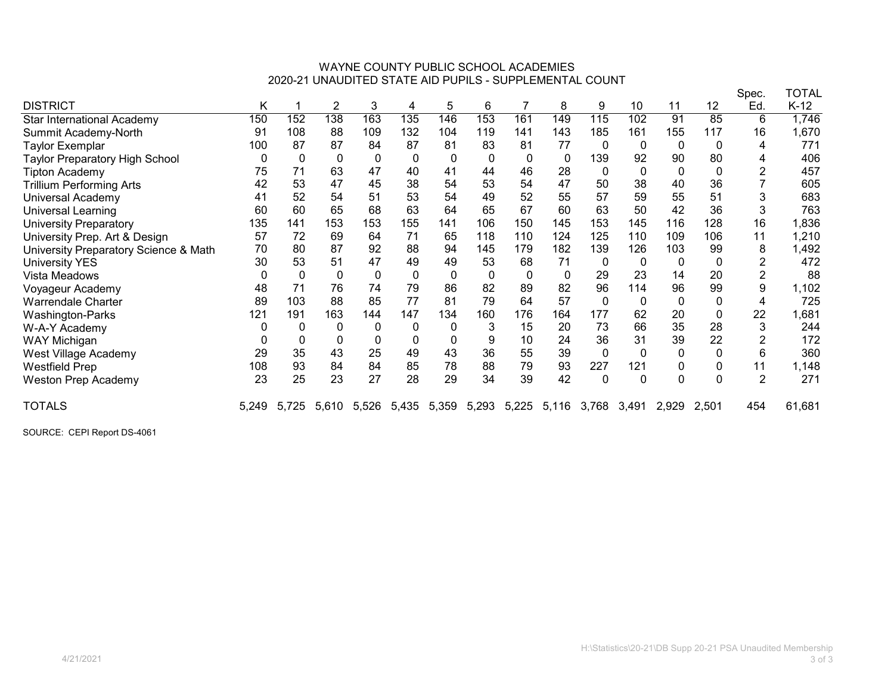WAYNE COUNTY PUBLIC SCHOOL ACADEMIES
2020-21 UNAUDITED STATE AID PUPILS - SUPPLEMENTAL COUNT

| DISTRICT | K | 1 | 2 | 3 | 4 | 5 | 6 | 7 | 8 | 9 | 10 | 11 | 12 | Spec. Ed. | TOTAL K-12 |
|---|---|---|---|---|---|---|---|---|---|---|---|---|---|---|---|
| Star International Academy | 150 | 152 | 138 | 163 | 135 | 146 | 153 | 161 | 149 | 115 | 102 | 91 | 85 | 6 | 1,746 |
| Summit Academy-North | 91 | 108 | 88 | 109 | 132 | 104 | 119 | 141 | 143 | 185 | 161 | 155 | 117 | 16 | 1,670 |
| Taylor Exemplar | 100 | 87 | 87 | 84 | 87 | 81 | 83 | 81 | 77 | 0 | 0 | 0 | 0 | 4 | 771 |
| Taylor Preparatory High School | 0 | 0 | 0 | 0 | 0 | 0 | 0 | 0 | 0 | 139 | 92 | 90 | 80 | 4 | 406 |
| Tipton Academy | 75 | 71 | 63 | 47 | 40 | 41 | 44 | 46 | 28 | 0 | 0 | 0 | 0 | 2 | 457 |
| Trillium Performing Arts | 42 | 53 | 47 | 45 | 38 | 54 | 53 | 54 | 47 | 50 | 38 | 40 | 36 | 7 | 605 |
| Universal Academy | 41 | 52 | 54 | 51 | 53 | 54 | 49 | 52 | 55 | 57 | 59 | 55 | 51 | 3 | 683 |
| Universal Learning | 60 | 60 | 65 | 68 | 63 | 64 | 65 | 67 | 60 | 63 | 50 | 42 | 36 | 3 | 763 |
| University Preparatory | 135 | 141 | 153 | 153 | 155 | 141 | 106 | 150 | 145 | 153 | 145 | 116 | 128 | 16 | 1,836 |
| University Prep. Art & Design | 57 | 72 | 69 | 64 | 71 | 65 | 118 | 110 | 124 | 125 | 110 | 109 | 106 | 11 | 1,210 |
| University Preparatory Science & Math | 70 | 80 | 87 | 92 | 88 | 94 | 145 | 179 | 182 | 139 | 126 | 103 | 99 | 8 | 1,492 |
| University YES | 30 | 53 | 51 | 47 | 49 | 49 | 53 | 68 | 71 | 0 | 0 | 0 | 0 | 2 | 472 |
| Vista Meadows | 0 | 0 | 0 | 0 | 0 | 0 | 0 | 0 | 0 | 29 | 23 | 14 | 20 | 2 | 88 |
| Voyageur Academy | 48 | 71 | 76 | 74 | 79 | 86 | 82 | 89 | 82 | 96 | 114 | 96 | 99 | 9 | 1,102 |
| Warrendale Charter | 89 | 103 | 88 | 85 | 77 | 81 | 79 | 64 | 57 | 0 | 0 | 0 | 0 | 4 | 725 |
| Washington-Parks | 121 | 191 | 163 | 144 | 147 | 134 | 160 | 176 | 164 | 177 | 62 | 20 | 0 | 22 | 1,681 |
| W-A-Y Academy | 0 | 0 | 0 | 0 | 0 | 0 | 3 | 15 | 20 | 73 | 66 | 35 | 28 | 3 | 244 |
| WAY Michigan | 0 | 0 | 0 | 0 | 0 | 0 | 9 | 10 | 24 | 36 | 31 | 39 | 22 | 2 | 172 |
| West Village Academy | 29 | 35 | 43 | 25 | 49 | 43 | 36 | 55 | 39 | 0 | 0 | 0 | 0 | 6 | 360 |
| Westfield Prep | 108 | 93 | 84 | 84 | 85 | 78 | 88 | 79 | 93 | 227 | 121 | 0 | 0 | 11 | 1,148 |
| Weston Prep Academy | 23 | 25 | 23 | 27 | 28 | 29 | 34 | 39 | 42 | 0 | 0 | 0 | 0 | 2 | 271 |
| TOTALS | 5,249 | 5,725 | 5,610 | 5,526 | 5,435 | 5,359 | 5,293 | 5,225 | 5,116 | 3,768 | 3,491 | 2,929 | 2,501 | 454 | 61,681 |

SOURCE: CEPI Report DS-4061

4/21/2021

H:\Statistics\20-21\DB Supp 20-21 PSA Unaudited Membership